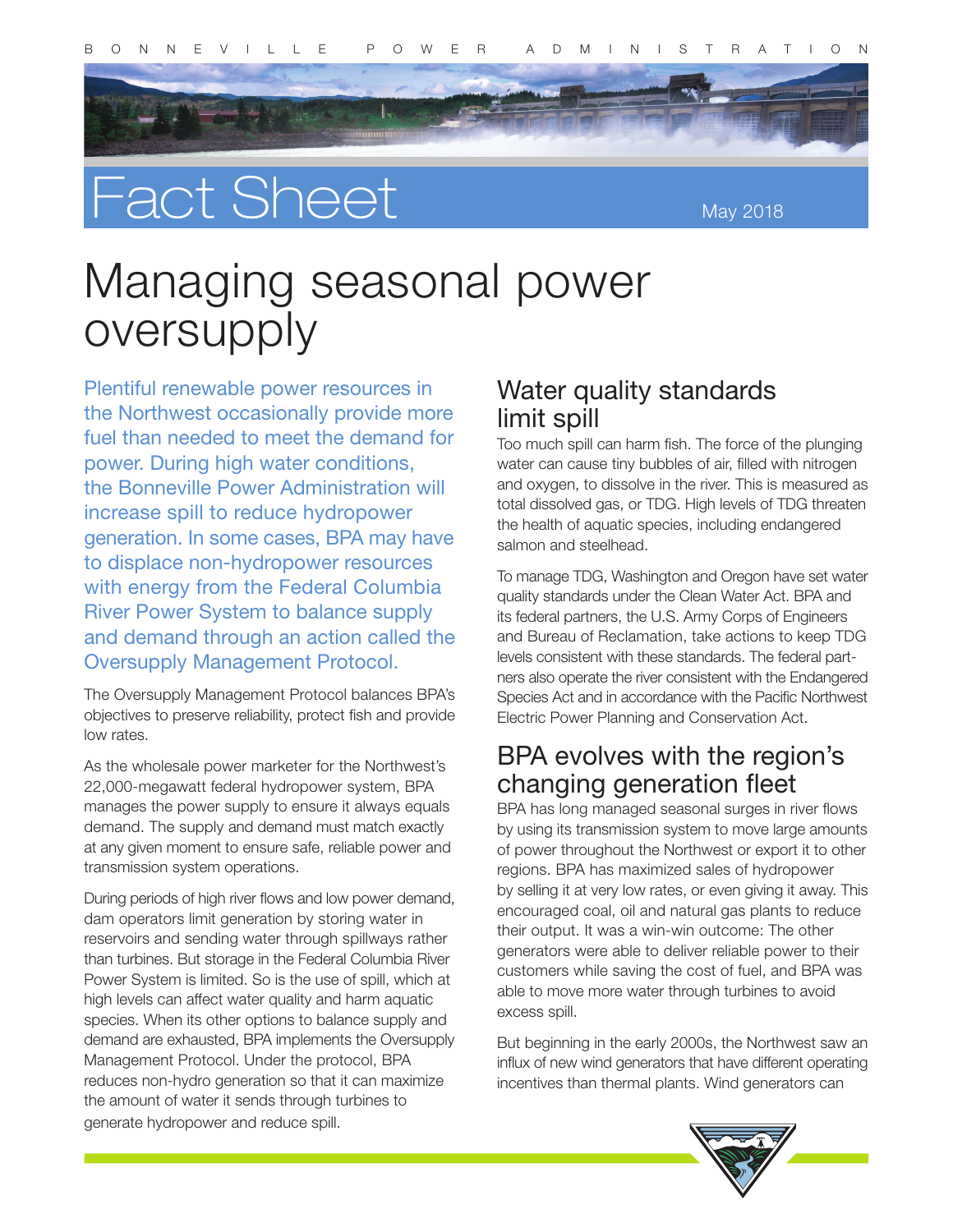# Fact Sheet

May 2018

# Managing seasonal power oversupply

**Plentiful renewable power resources in the Northwest occasionally provide more fuel than needed to meet the demand for power. During high water conditions, the Bonneville Power Administration will increase spill to reduce hydropower generation. In some cases, BPA may have to displace non-hydropower resources with energy from the Federal Columbia River Power System to balance supply and demand through an action called the Oversupply Management Protocol.**

The Oversupply Management Protocol balances BPA's objectives to preserve reliability, protect fish and provide low rates.

As the wholesale power marketer for the Northwest's 22,000-megawatt federal hydropower system, BPA manages the power supply to ensure it always equals demand. The supply and demand must match exactly at any given moment to ensure safe, reliable power and transmission system operations.

During periods of high river flows and low power demand, dam operators limit generation by storing water in reservoirs and sending water through spillways rather than turbines. But storage in the Federal Columbia River Power System is limited. So is the use of spill, which at high levels can affect water quality and harm aquatic species. When its other options to balance supply and demand are exhausted, BPA implements the Oversupply Management Protocol. Under the protocol, BPA reduces non-hydro generation so that it can maximize the amount of water it sends through turbines to generate hydropower and reduce spill.

## Water quality standards limit spill

Too much spill can harm fish. The force of the plunging water can cause tiny bubbles of air, filled with nitrogen and oxygen, to dissolve in the river. This is measured as total dissolved gas, or TDG. High levels of TDG threaten the health of aquatic species, including endangered salmon and steelhead.

To manage TDG, Washington and Oregon have set water quality standards under the Clean Water Act. BPA and its federal partners, the U.S. Army Corps of Engineers and Bureau of Reclamation, take actions to keep TDG levels consistent with these standards. The federal partners also operate the river consistent with the Endangered Species Act and in accordance with the Pacific Northwest Electric Power Planning and Conservation Act.

## BPA evolves with the region's changing generation fleet

BPA has long managed seasonal surges in river flows by using its transmission system to move large amounts of power throughout the Northwest or export it to other regions. BPA has maximized sales of hydropower by selling it at very low rates, or even giving it away. This encouraged coal, oil and natural gas plants to reduce their output. It was a win-win outcome: The other generators were able to deliver reliable power to their customers while saving the cost of fuel, and BPA was able to move more water through turbines to avoid excess spill.

But beginning in the early 2000s, the Northwest saw an influx of new wind generators that have different operating incentives than thermal plants. Wind generators can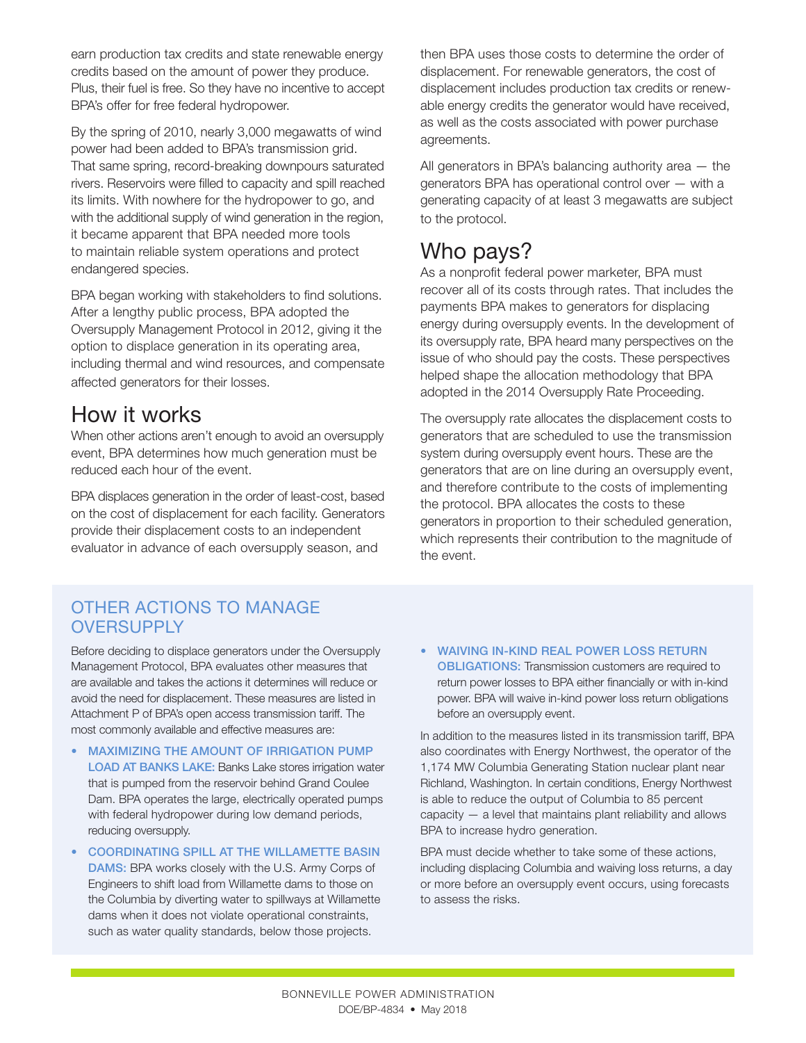earn production tax credits and state renewable energy credits based on the amount of power they produce. Plus, their fuel is free. So they have no incentive to accept BPA's offer for free federal hydropower.

By the spring of 2010, nearly 3,000 megawatts of wind power had been added to BPA's transmission grid. That same spring, record-breaking downpours saturated rivers. Reservoirs were filled to capacity and spill reached its limits. With nowhere for the hydropower to go, and with the additional supply of wind generation in the region, it became apparent that BPA needed more tools to maintain reliable system operations and protect endangered species.

BPA began working with stakeholders to find solutions. After a lengthy public process, BPA adopted the Oversupply Management Protocol in 2012, giving it the option to displace generation in its operating area, including thermal and wind resources, and compensate affected generators for their losses.

## How it works

When other actions aren't enough to avoid an oversupply event, BPA determines how much generation must be reduced each hour of the event.

BPA displaces generation in the order of least-cost, based on the cost of displacement for each facility. Generators provide their displacement costs to an independent evaluator in advance of each oversupply season, and then BPA uses those costs to determine the order of displacement. For renewable generators, the cost of displacement includes production tax credits or renewable energy credits the generator would have received, as well as the costs associated with power purchase agreements.

All generators in BPA's balancing authority area — the generators BPA has operational control over — with a generating capacity of at least 3 megawatts are subject to the protocol.

## Who pays?

As a nonprofit federal power marketer, BPA must recover all of its costs through rates. That includes the payments BPA makes to generators for displacing energy during oversupply events. In the development of its oversupply rate, BPA heard many perspectives on the issue of who should pay the costs. These perspectives helped shape the allocation methodology that BPA adopted in the 2014 Oversupply Rate Proceeding.

The oversupply rate allocates the displacement costs to generators that are scheduled to use the transmission system during oversupply event hours. These are the generators that are on line during an oversupply event, and therefore contribute to the costs of implementing the protocol. BPA allocates the costs to these generators in proportion to their scheduled generation, which represents their contribution to the magnitude of the event.

## OTHER ACTIONS TO MANAGE OVERSUPPLY

Before deciding to displace generators under the Oversupply Management Protocol, BPA evaluates other measures that are available and takes the actions it determines will reduce or avoid the need for displacement. These measures are listed in Attachment P of BPA's open access transmission tariff. The most commonly available and effective measures are:

- **MAXIMIZING THE AMOUNT OF IRRIGATION PUMP LOAD AT BANKS LAKE:** Banks Lake stores irrigation water that is pumped from the reservoir behind Grand Coulee Dam. BPA operates the large, electrically operated pumps with federal hydropower during low demand periods, reducing oversupply.
- **COORDINATING SPILL AT THE WILLAMETTE BASIN DAMS:** BPA works closely with the U.S. Army Corps of Engineers to shift load from Willamette dams to those on the Columbia by diverting water to spillways at Willamette dams when it does not violate operational constraints, such as water quality standards, below those projects.
- **WAIVING IN-KIND REAL POWER LOSS RETURN OBLIGATIONS:** Transmission customers are required to return power losses to BPA either financially or with in-kind power. BPA will waive in-kind power loss return obligations before an oversupply event.

In addition to the measures listed in its transmission tariff, BPA also coordinates with Energy Northwest, the operator of the 1,174 MW Columbia Generating Station nuclear plant near Richland, Washington. In certain conditions, Energy Northwest is able to reduce the output of Columbia to 85 percent capacity — a level that maintains plant reliability and allows BPA to increase hydro generation.

BPA must decide whether to take some of these actions, including displacing Columbia and waiving loss returns, a day or more before an oversupply event occurs, using forecasts to assess the risks.

BONNEVILLE POWER ADMINISTRATION
DOE/BP-4834 • May 2018